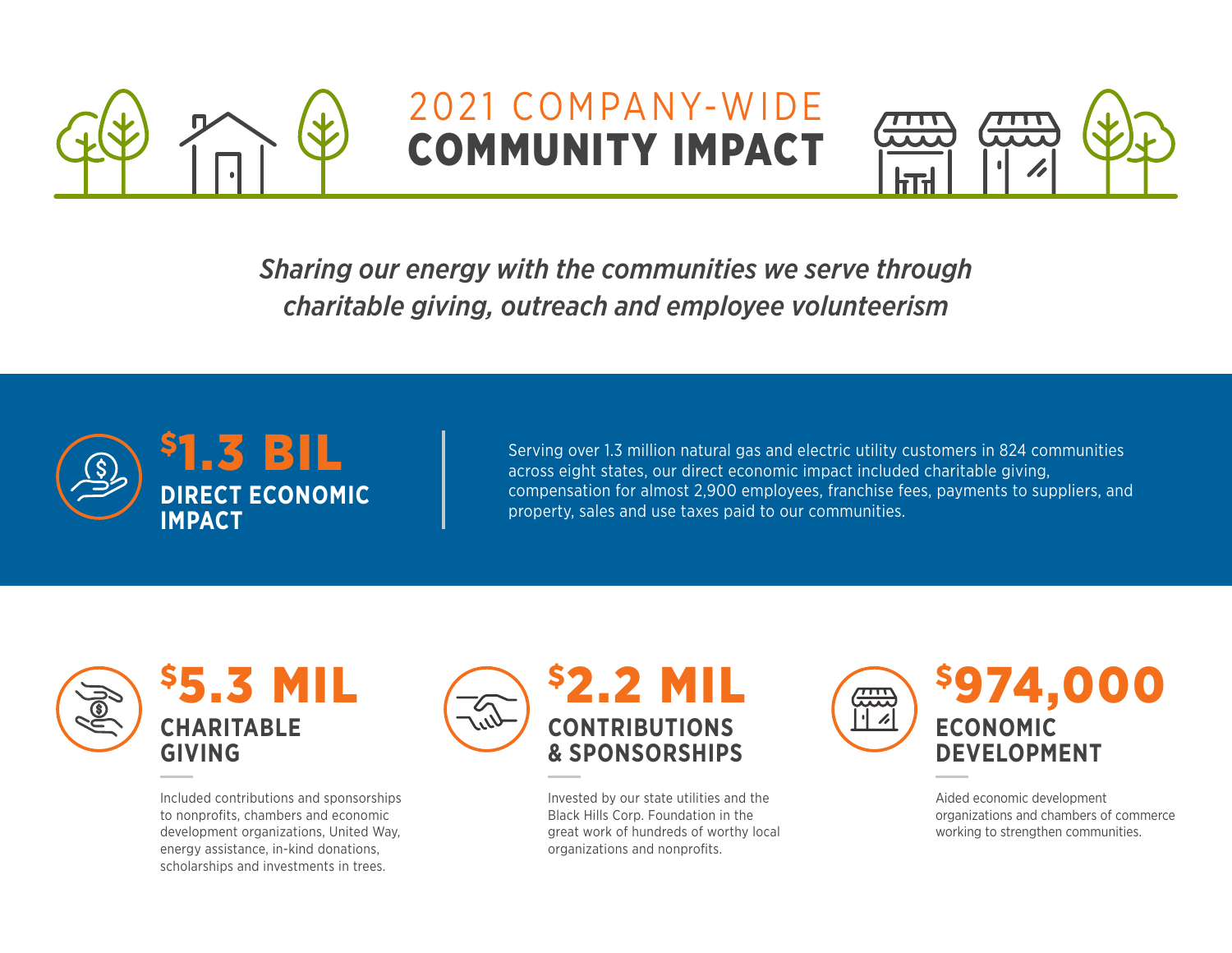# 2021 COMPANY-WIDE COMMUNITY IMPACT

*Sharing our energy with the communities we serve through charitable giving, outreach and employee volunteerism*

## $1.3 BIL DIRECT ECONOMIC IMPACT

Serving over 1.3 million natural gas and electric utility customers in 824 communities across eight states, our direct economic impact included charitable giving, compensation for almost 2,900 employees, franchise fees, payments to suppliers, and property, sales and use taxes paid to our communities.

## $5.3 MIL CHARITABLE GIVING

Included contributions and sponsorships to nonprofits, chambers and economic development organizations, United Way, energy assistance, in-kind donations, scholarships and investments in trees.

## $2.2 MIL CONTRIBUTIONS & SPONSORSHIPS

Invested by our state utilities and the Black Hills Corp. Foundation in the great work of hundreds of worthy local organizations and nonprofits.

## $974,000 ECONOMIC DEVELOPMENT

Aided economic development organizations and chambers of commerce working to strengthen communities.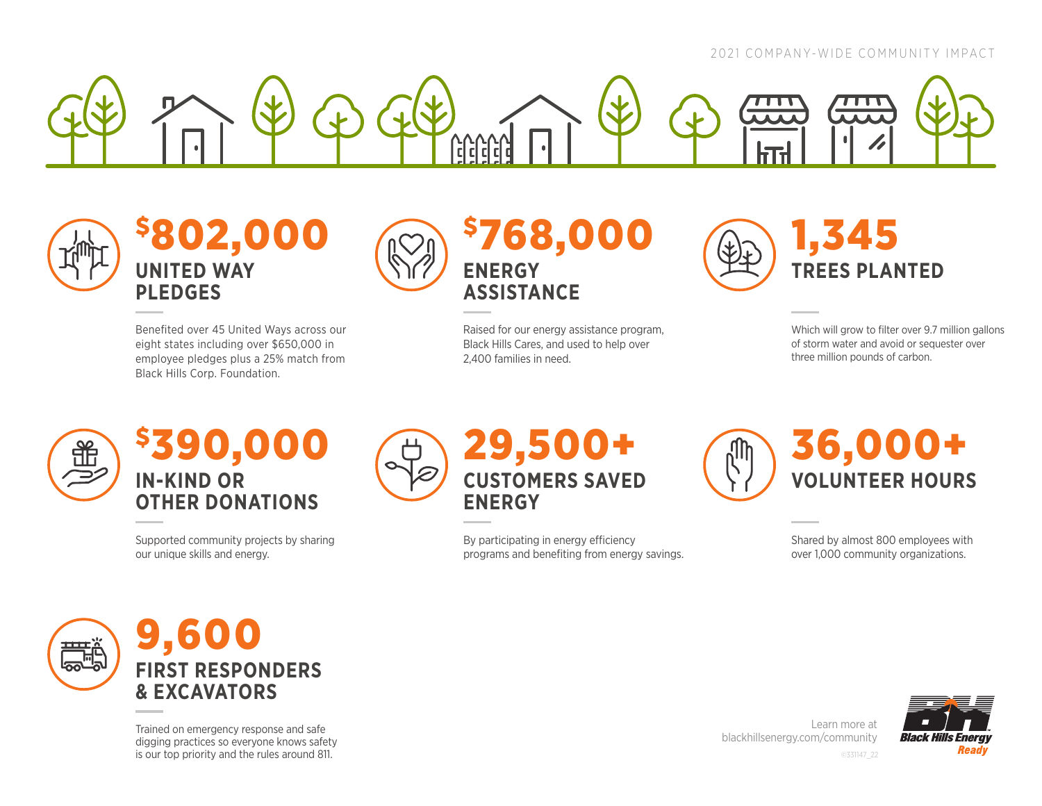2021 COMPANY-WIDE COMMUNITY IMPACT

## $802,000
### UNITED WAY PLEDGES

Benefited over 45 United Ways across our eight states including over $650,000 in employee pledges plus a 25% match from Black Hills Corp. Foundation.

## $768,000
### ENERGY ASSISTANCE

Raised for our energy assistance program, Black Hills Cares, and used to help over 2,400 families in need.

## 1,345
### TREES PLANTED

Which will grow to filter over 9.7 million gallons of storm water and avoid or sequester over three million pounds of carbon.

## $390,000
### IN-KIND OR OTHER DONATIONS

Supported community projects by sharing our unique skills and energy.

## 29,500+
### CUSTOMERS SAVED ENERGY

By participating in energy efficiency programs and benefiting from energy savings.

## 36,000+
### VOLUNTEER HOURS

Shared by almost 800 employees with over 1,000 community organizations.

## 9,600
### FIRST RESPONDERS & EXCAVATORS

Trained on emergency response and safe digging practices so everyone knows safety is our top priority and the rules around 811.

Learn more at blackhillsenergy.com/community

©331147_22

Black Hills Energy Ready